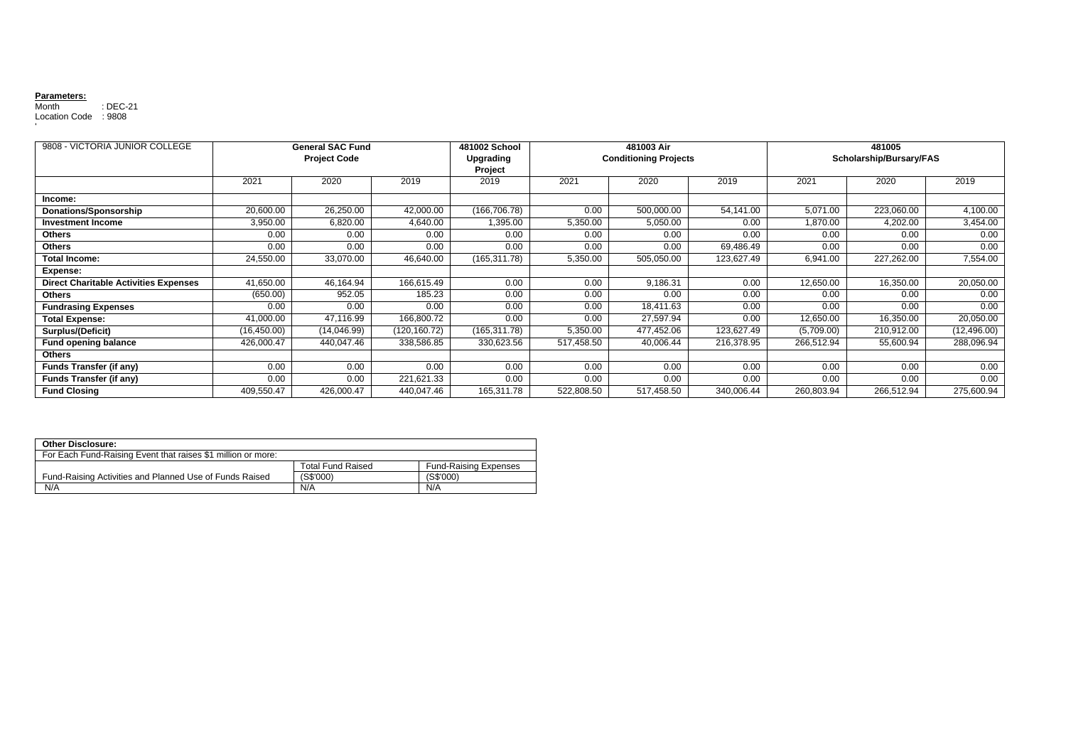**Parameters:**

Month : DEC-21

Location Code : 9808

| 9808 - VICTORIA JUNIOR COLLEGE | General SAC Fund Project Code | | | 481002 School Upgrading Project | 481003 Air Conditioning Projects | | | 481005 Scholarship/Bursary/FAS | | |
|---|---|---|---|---|---|---|---|---|---|---|
| | 2021 | 2020 | 2019 | 2019 | 2021 | 2020 | 2019 | 2021 | 2020 | 2019 |
| **Income:** | | | | | | | | | | |
| **Donations/Sponsorship** | 20,600.00 | 26,250.00 | 42,000.00 | (166,706.78) | 0.00 | 500,000.00 | 54,141.00 | 5,071.00 | 223,060.00 | 4,100.00 |
| **Investment Income** | 3,950.00 | 6,820.00 | 4,640.00 | 1,395.00 | 5,350.00 | 5,050.00 | 0.00 | 1,870.00 | 4,202.00 | 3,454.00 |
| **Others** | 0.00 | 0.00 | 0.00 | 0.00 | 0.00 | 0.00 | 0.00 | 0.00 | 0.00 | 0.00 |
| **Others** | 0.00 | 0.00 | 0.00 | 0.00 | 0.00 | 0.00 | 69,486.49 | 0.00 | 0.00 | 0.00 |
| **Total Income:** | 24,550.00 | 33,070.00 | 46,640.00 | (165,311.78) | 5,350.00 | 505,050.00 | 123,627.49 | 6,941.00 | 227,262.00 | 7,554.00 |
| **Expense:** | | | | | | | | | | |
| **Direct Charitable Activities Expenses** | 41,650.00 | 46,164.94 | 166,615.49 | 0.00 | 0.00 | 9,186.31 | 0.00 | 12,650.00 | 16,350.00 | 20,050.00 |
| **Others** | (650.00) | 952.05 | 185.23 | 0.00 | 0.00 | 0.00 | 0.00 | 0.00 | 0.00 | 0.00 |
| **Fundrasing Expenses** | 0.00 | 0.00 | 0.00 | 0.00 | 0.00 | 18,411.63 | 0.00 | 0.00 | 0.00 | 0.00 |
| **Total Expense:** | 41,000.00 | 47,116.99 | 166,800.72 | 0.00 | 0.00 | 27,597.94 | 0.00 | 12,650.00 | 16,350.00 | 20,050.00 |
| **Surplus/(Deficit)** | (16,450.00) | (14,046.99) | (120,160.72) | (165,311.78) | 5,350.00 | 477,452.06 | 123,627.49 | (5,709.00) | 210,912.00 | (12,496.00) |
| **Fund opening balance** | 426,000.47 | 440,047.46 | 338,586.85 | 330,623.56 | 517,458.50 | 40,006.44 | 216,378.95 | 266,512.94 | 55,600.94 | 288,096.94 |
| **Others** | | | | | | | | | | |
| **Funds Transfer (if any)** | 0.00 | 0.00 | 0.00 | 0.00 | 0.00 | 0.00 | 0.00 | 0.00 | 0.00 | 0.00 |
| **Funds Transfer (if any)** | 0.00 | 0.00 | 221,621.33 | 0.00 | 0.00 | 0.00 | 0.00 | 0.00 | 0.00 | 0.00 |
| **Fund Closing** | 409,550.47 | 426,000.47 | 440,047.46 | 165,311.78 | 522,808.50 | 517,458.50 | 340,006.44 | 260,803.94 | 266,512.94 | 275,600.94 |

| **Other Disclosure:** | | |
|---|---|---|
| For Each Fund-Raising Event that raises $1 million or more: | | |
| | Total Fund Raised | Fund-Raising Expenses |
| Fund-Raising Activities and Planned Use of Funds Raised | (S$'000) | (S$'000) |
| N/A | N/A | N/A |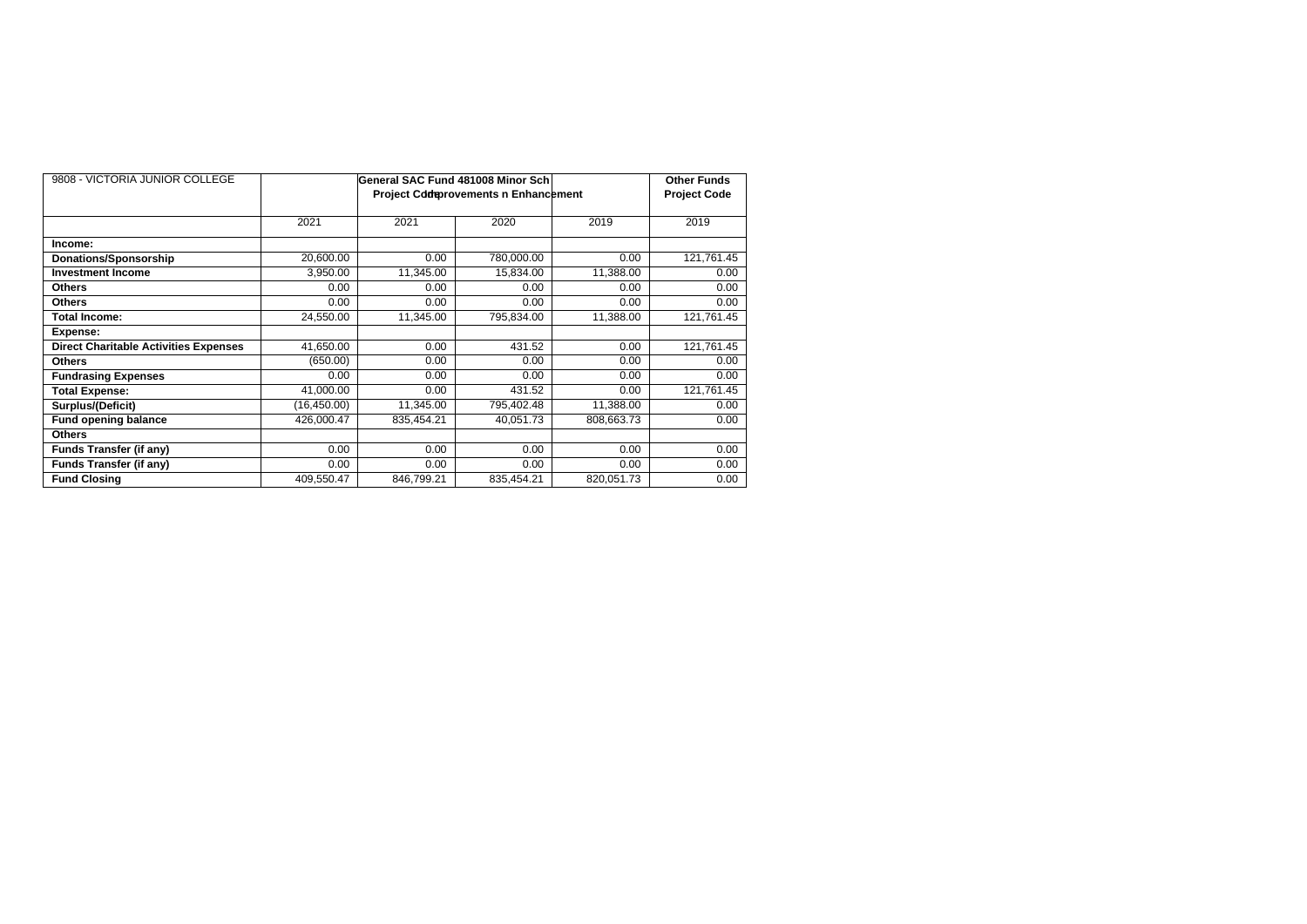| 9808 - VICTORIA JUNIOR COLLEGE | | General SAC Fund 481008 Minor Sch Project Code Improvements n Enhancement | | | Other Funds Project Code |
|---|---|---|---|---|---|
| | 2021 | 2021 | 2020 | 2019 | 2019 |
| **Income:** | | | | | |
| **Donations/Sponsorship** | 20,600.00 | 0.00 | 780,000.00 | 0.00 | 121,761.45 |
| **Investment Income** | 3,950.00 | 11,345.00 | 15,834.00 | 11,388.00 | 0.00 |
| **Others** | 0.00 | 0.00 | 0.00 | 0.00 | 0.00 |
| **Others** | 0.00 | 0.00 | 0.00 | 0.00 | 0.00 |
| **Total Income:** | 24,550.00 | 11,345.00 | 795,834.00 | 11,388.00 | 121,761.45 |
| **Expense:** | | | | | |
| **Direct Charitable Activities Expenses** | 41,650.00 | 0.00 | 431.52 | 0.00 | 121,761.45 |
| **Others** | (650.00) | 0.00 | 0.00 | 0.00 | 0.00 |
| **Fundrasing Expenses** | 0.00 | 0.00 | 0.00 | 0.00 | 0.00 |
| **Total Expense:** | 41,000.00 | 0.00 | 431.52 | 0.00 | 121,761.45 |
| **Surplus/(Deficit)** | (16,450.00) | 11,345.00 | 795,402.48 | 11,388.00 | 0.00 |
| **Fund opening balance** | 426,000.47 | 835,454.21 | 40,051.73 | 808,663.73 | 0.00 |
| **Others** | | | | | |
| **Funds Transfer (if any)** | 0.00 | 0.00 | 0.00 | 0.00 | 0.00 |
| **Funds Transfer (if any)** | 0.00 | 0.00 | 0.00 | 0.00 | 0.00 |
| **Fund Closing** | 409,550.47 | 846,799.21 | 835,454.21 | 820,051.73 | 0.00 |